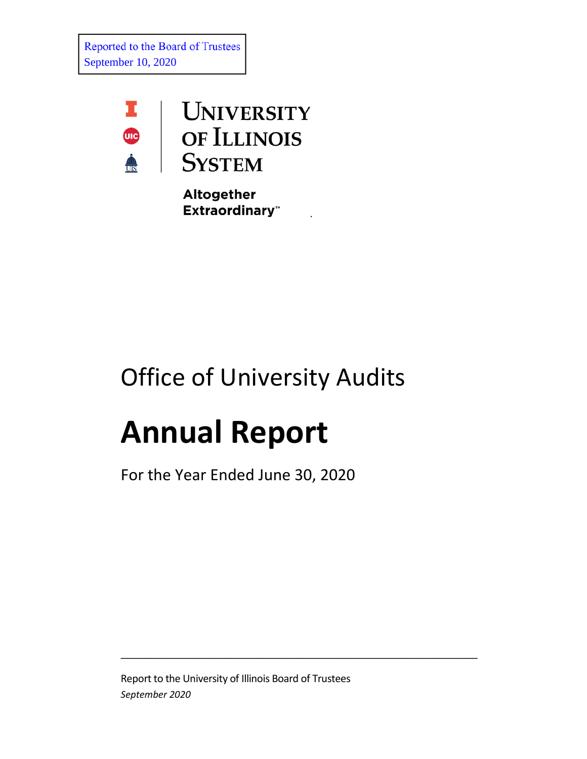Reported to the Board of Trustees
September 10, 2020

UNIVERSITY OF ILLINOIS SYSTEM

**Altogether Extraordinary™**

# Office of University Audits

# Annual Report

For the Year Ended June 30, 2020

---

Report to the University of Illinois Board of Trustees
*September 2020*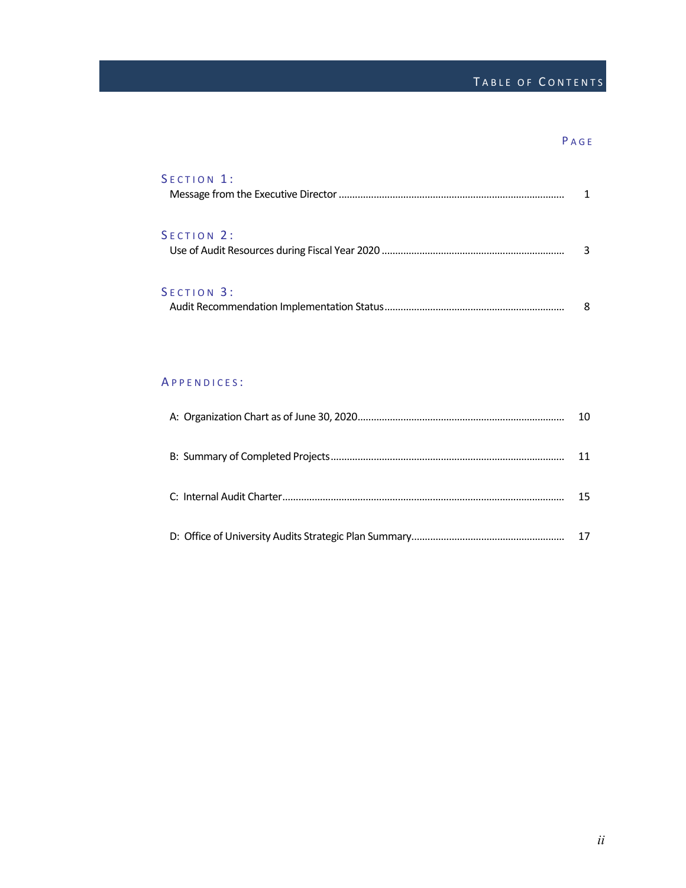# Table of Contents

| | Page |
|---|---|
| **Section 1:** | |
| Message from the Executive Director | 1 |
| **Section 2:** | |
| Use of Audit Resources during Fiscal Year 2020 | 3 |
| **Section 3:** | |
| Audit Recommendation Implementation Status | 8 |

## Appendices:

| | |
|---|---|
| A: Organization Chart as of June 30, 2020 | 10 |
| B: Summary of Completed Projects | 11 |
| C: Internal Audit Charter | 15 |
| D: Office of University Audits Strategic Plan Summary | 17 |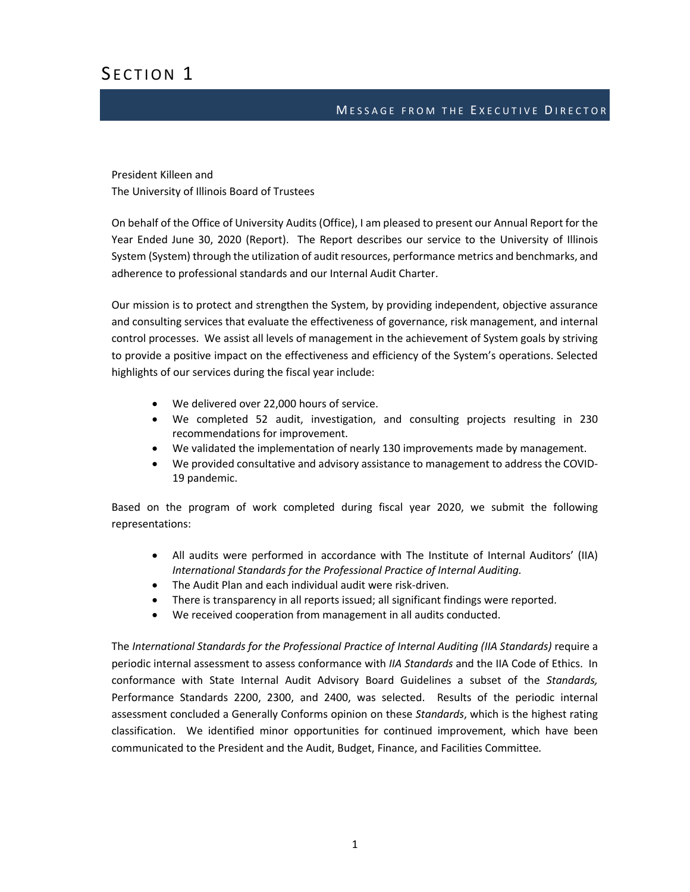# Section 1

## Message from the Executive Director

President Killeen and
The University of Illinois Board of Trustees

On behalf of the Office of University Audits (Office), I am pleased to present our Annual Report for the Year Ended June 30, 2020 (Report). The Report describes our service to the University of Illinois System (System) through the utilization of audit resources, performance metrics and benchmarks, and adherence to professional standards and our Internal Audit Charter.

Our mission is to protect and strengthen the System, by providing independent, objective assurance and consulting services that evaluate the effectiveness of governance, risk management, and internal control processes. We assist all levels of management in the achievement of System goals by striving to provide a positive impact on the effectiveness and efficiency of the System's operations. Selected highlights of our services during the fiscal year include:

- We delivered over 22,000 hours of service.
- We completed 52 audit, investigation, and consulting projects resulting in 230 recommendations for improvement.
- We validated the implementation of nearly 130 improvements made by management.
- We provided consultative and advisory assistance to management to address the COVID-19 pandemic.

Based on the program of work completed during fiscal year 2020, we submit the following representations:

- All audits were performed in accordance with The Institute of Internal Auditors' (IIA) *International Standards for the Professional Practice of Internal Auditing.*
- The Audit Plan and each individual audit were risk-driven.
- There is transparency in all reports issued; all significant findings were reported.
- We received cooperation from management in all audits conducted.

The *International Standards for the Professional Practice of Internal Auditing (IIA Standards)* require a periodic internal assessment to assess conformance with *IIA Standards* and the IIA Code of Ethics. In conformance with State Internal Audit Advisory Board Guidelines a subset of the *Standards,* Performance Standards 2200, 2300, and 2400, was selected. Results of the periodic internal assessment concluded a Generally Conforms opinion on these *Standards*, which is the highest rating classification. We identified minor opportunities for continued improvement, which have been communicated to the President and the Audit, Budget, Finance, and Facilities Committee.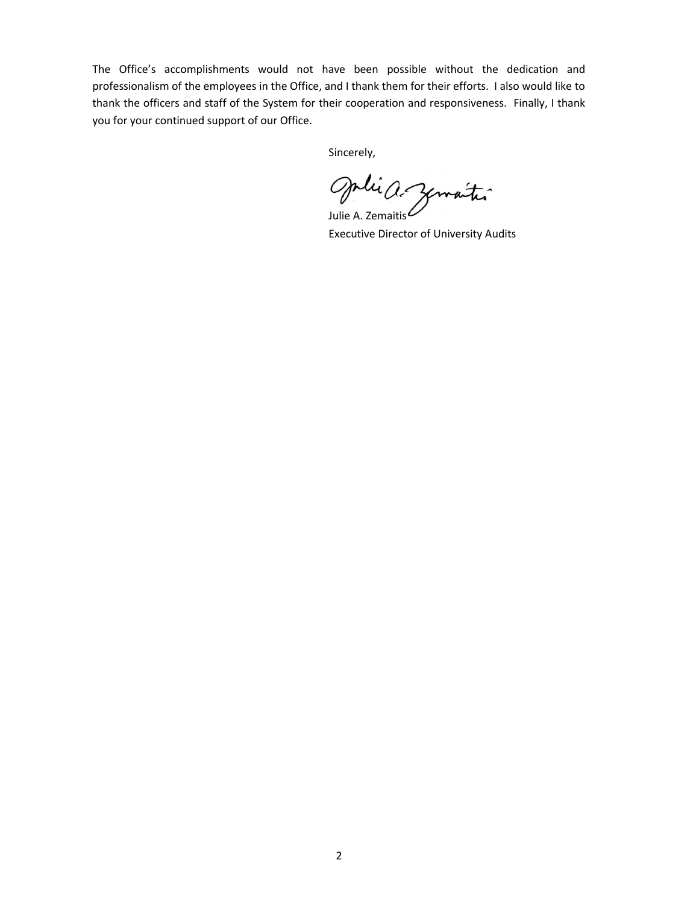The Office's accomplishments would not have been possible without the dedication and professionalism of the employees in the Office, and I thank them for their efforts. I also would like to thank the officers and staff of the System for their cooperation and responsiveness. Finally, I thank you for your continued support of our Office.

Sincerely,

Julie A. Zemaitis
Executive Director of University Audits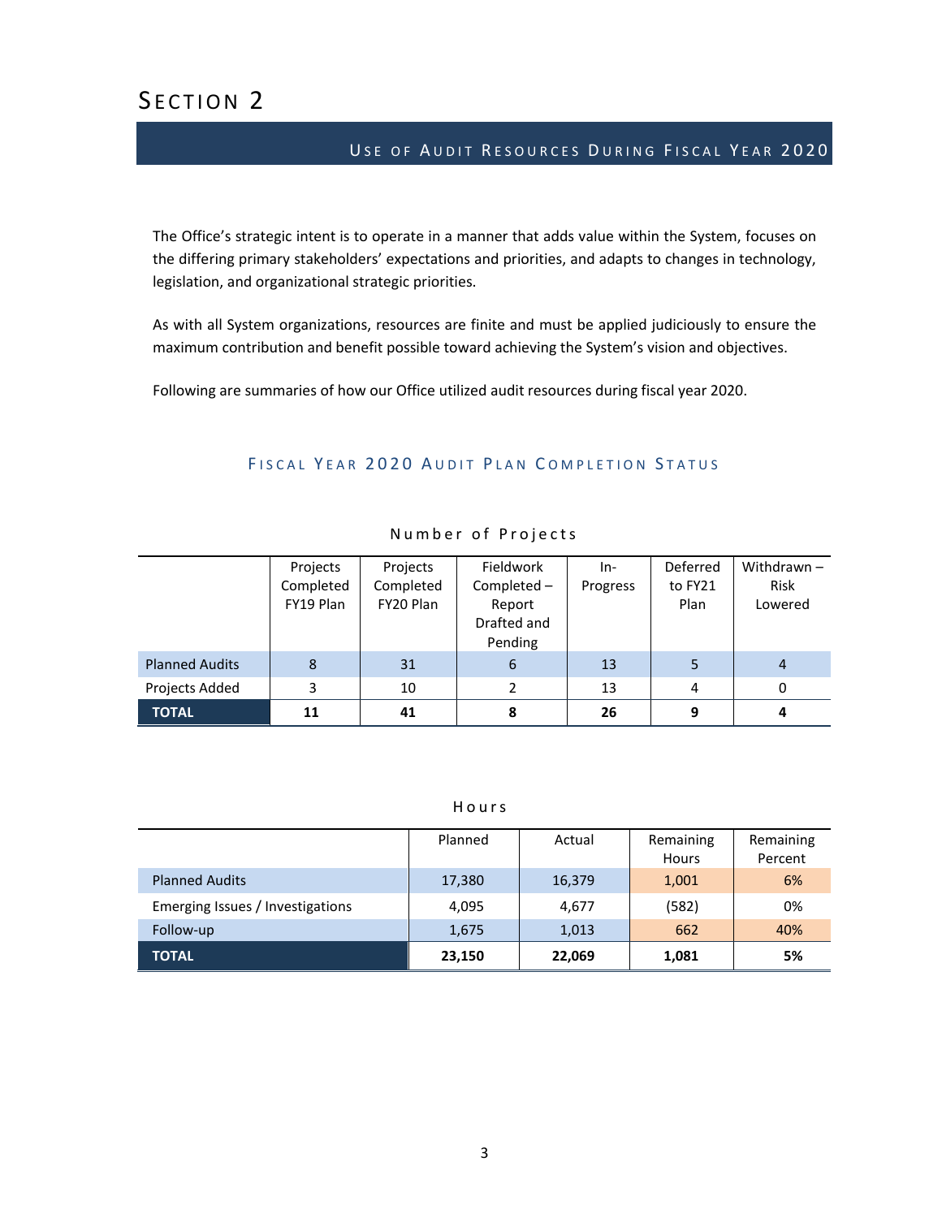# Section 2

## Use of Audit Resources During Fiscal Year 2020

The Office's strategic intent is to operate in a manner that adds value within the System, focuses on the differing primary stakeholders' expectations and priorities, and adapts to changes in technology, legislation, and organizational strategic priorities.

As with all System organizations, resources are finite and must be applied judiciously to ensure the maximum contribution and benefit possible toward achieving the System's vision and objectives.

Following are summaries of how our Office utilized audit resources during fiscal year 2020.

### Fiscal Year 2020 Audit Plan Completion Status

**Number of Projects**

| | Projects Completed FY19 Plan | Projects Completed FY20 Plan | Fieldwork Completed – Report Drafted and Pending | In-Progress | Deferred to FY21 Plan | Withdrawn – Risk Lowered |
|---|---|---|---|---|---|---|
| Planned Audits | 8 | 31 | 6 | 13 | 5 | 4 |
| Projects Added | 3 | 10 | 2 | 13 | 4 | 0 |
| **TOTAL** | **11** | **41** | **8** | **26** | **9** | **4** |

**Hours**

| | Planned | Actual | Remaining Hours | Remaining Percent |
|---|---|---|---|---|
| Planned Audits | 17,380 | 16,379 | 1,001 | 6% |
| Emerging Issues / Investigations | 4,095 | 4,677 | (582) | 0% |
| Follow-up | 1,675 | 1,013 | 662 | 40% |
| **TOTAL** | **23,150** | **22,069** | **1,081** | **5%** |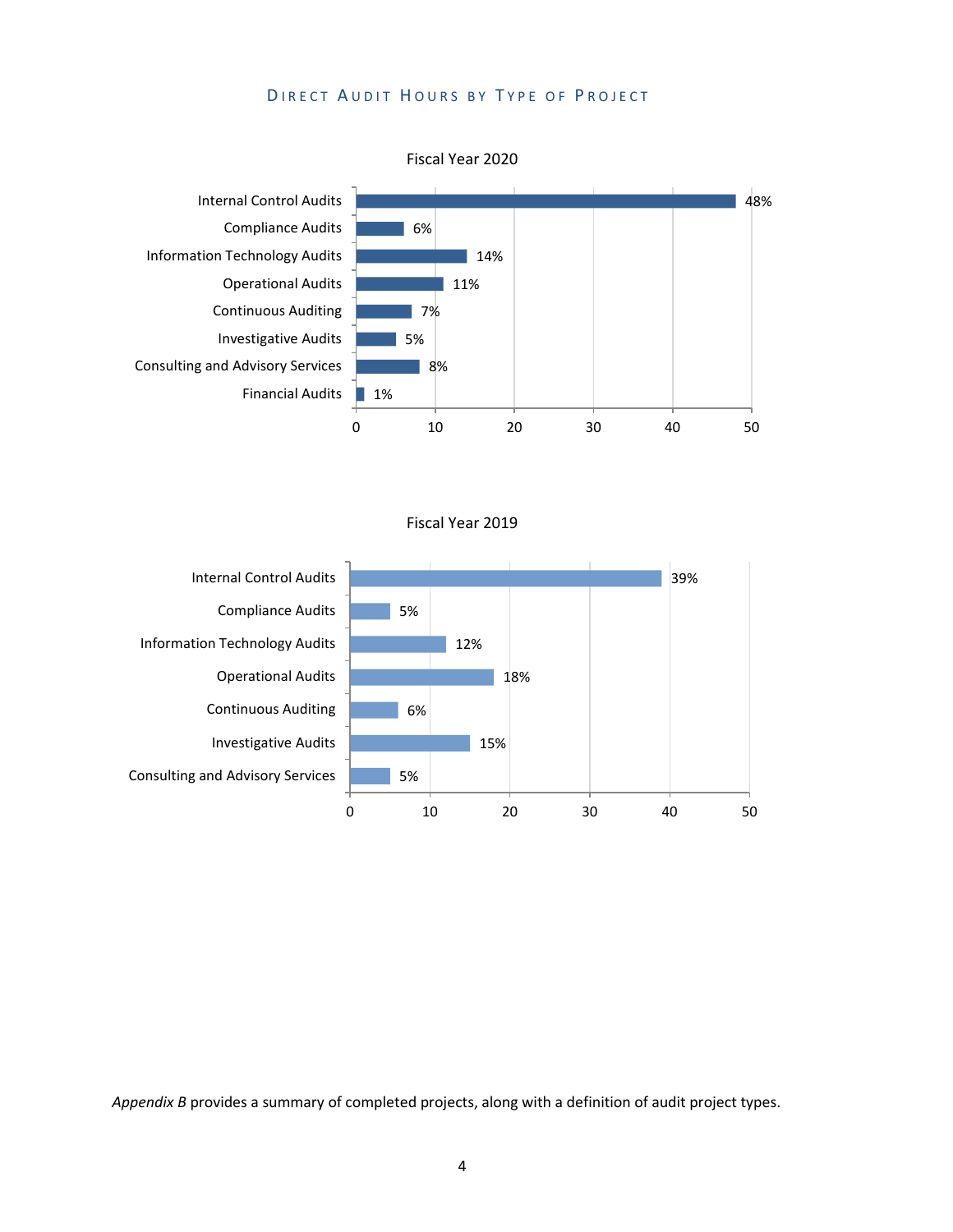## Direct Audit Hours by Type of Project

**Fiscal Year 2020**

| Type of Project | Percentage |
|---|---|
| Internal Control Audits | 48% |
| Compliance Audits | 6% |
| Information Technology Audits | 14% |
| Operational Audits | 11% |
| Continuous Auditing | 7% |
| Investigative Audits | 5% |
| Consulting and Advisory Services | 8% |
| Financial Audits | 1% |

**Fiscal Year 2019**

| Type of Project | Percentage |
|---|---|
| Internal Control Audits | 39% |
| Compliance Audits | 5% |
| Information Technology Audits | 12% |
| Operational Audits | 18% |
| Continuous Auditing | 6% |
| Investigative Audits | 15% |
| Consulting and Advisory Services | 5% |

*Appendix B* provides a summary of completed projects, along with a definition of audit project types.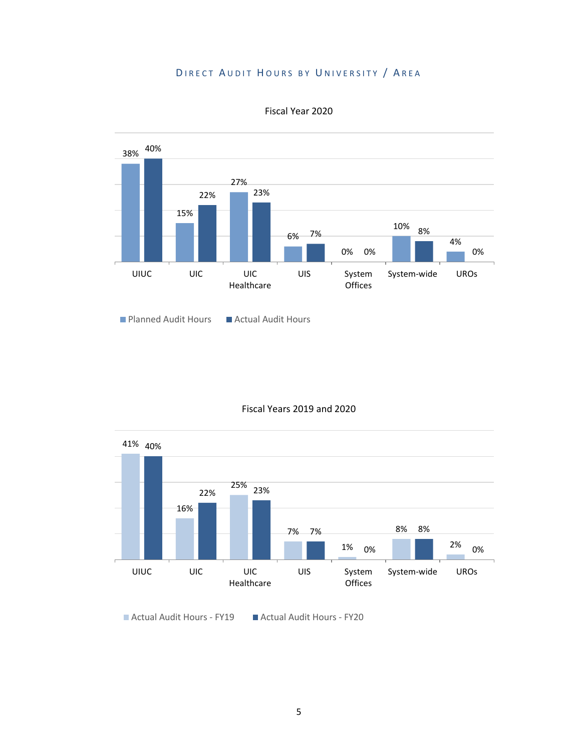## Direct Audit Hours by University / Area

### Fiscal Year 2020

| | UIUC | UIC | UIC Healthcare | UIS | System Offices | System-wide | UROs |
|---|---|---|---|---|---|---|---|
| Planned Audit Hours | 38% | 15% | 27% | 6% | 0% | 10% | 4% |
| Actual Audit Hours | 40% | 22% | 23% | 7% | 0% | 8% | 0% |

### Fiscal Years 2019 and 2020

| | UIUC | UIC | UIC Healthcare | UIS | System Offices | System-wide | UROs |
|---|---|---|---|---|---|---|---|
| Actual Audit Hours - FY19 | 41% | 16% | 25% | 7% | 1% | 8% | 2% |
| Actual Audit Hours - FY20 | 40% | 22% | 23% | 7% | 0% | 8% | 0% |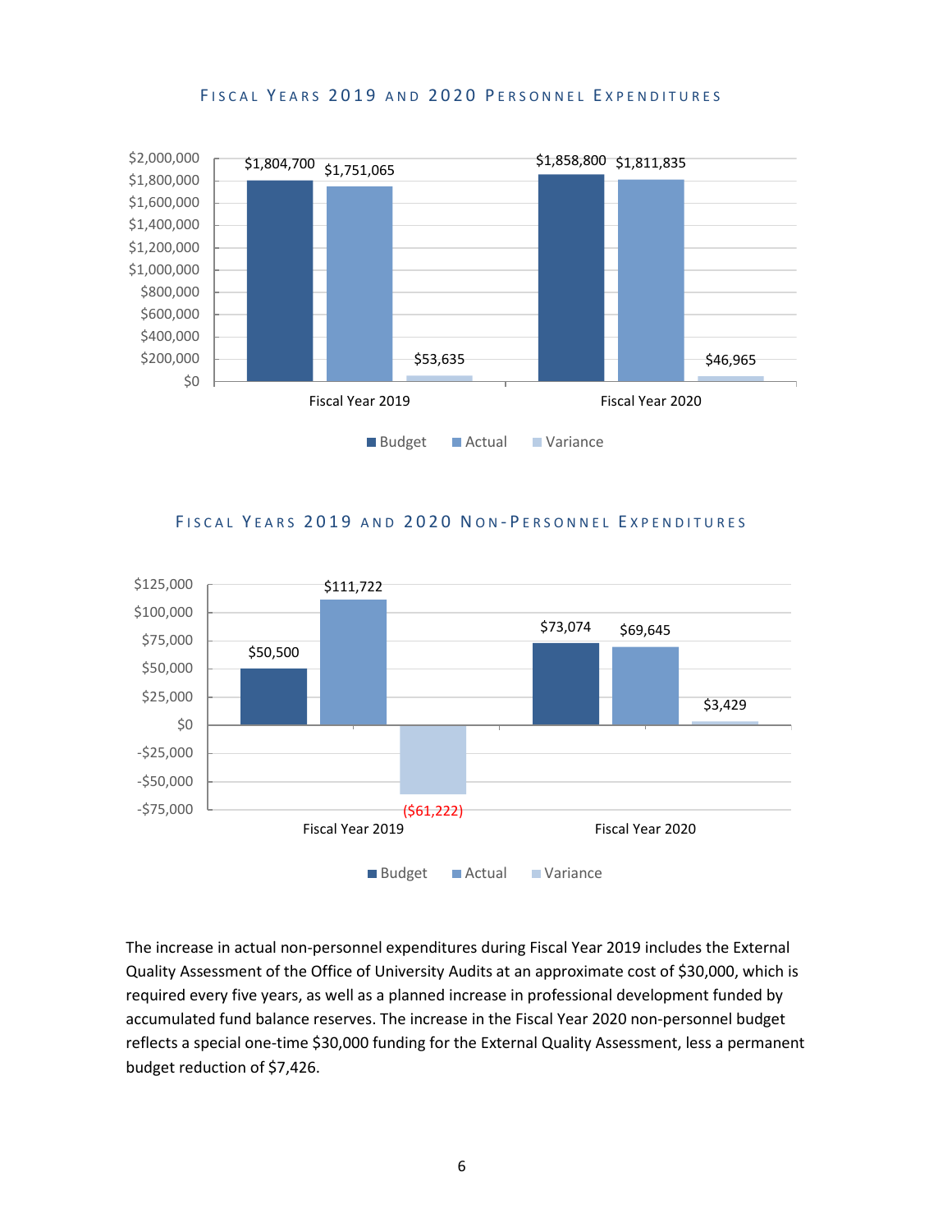### Fiscal Years 2019 and 2020 Personnel Expenditures

| | Budget | Actual | Variance |
|---|---|---|---|
| Fiscal Year 2019 | $1,804,700 | $1,751,065 | $53,635 |
| Fiscal Year 2020 | $1,858,800 | $1,811,835 | $46,965 |

### Fiscal Years 2019 and 2020 Non-Personnel Expenditures

| | Budget | Actual | Variance |
|---|---|---|---|
| Fiscal Year 2019 | $50,500 | $111,722 | ($61,222) |
| Fiscal Year 2020 | $73,074 | $69,645 | $3,429 |

The increase in actual non-personnel expenditures during Fiscal Year 2019 includes the External Quality Assessment of the Office of University Audits at an approximate cost of $30,000, which is required every five years, as well as a planned increase in professional development funded by accumulated fund balance reserves. The increase in the Fiscal Year 2020 non-personnel budget reflects a special one-time $30,000 funding for the External Quality Assessment, less a permanent budget reduction of $7,426.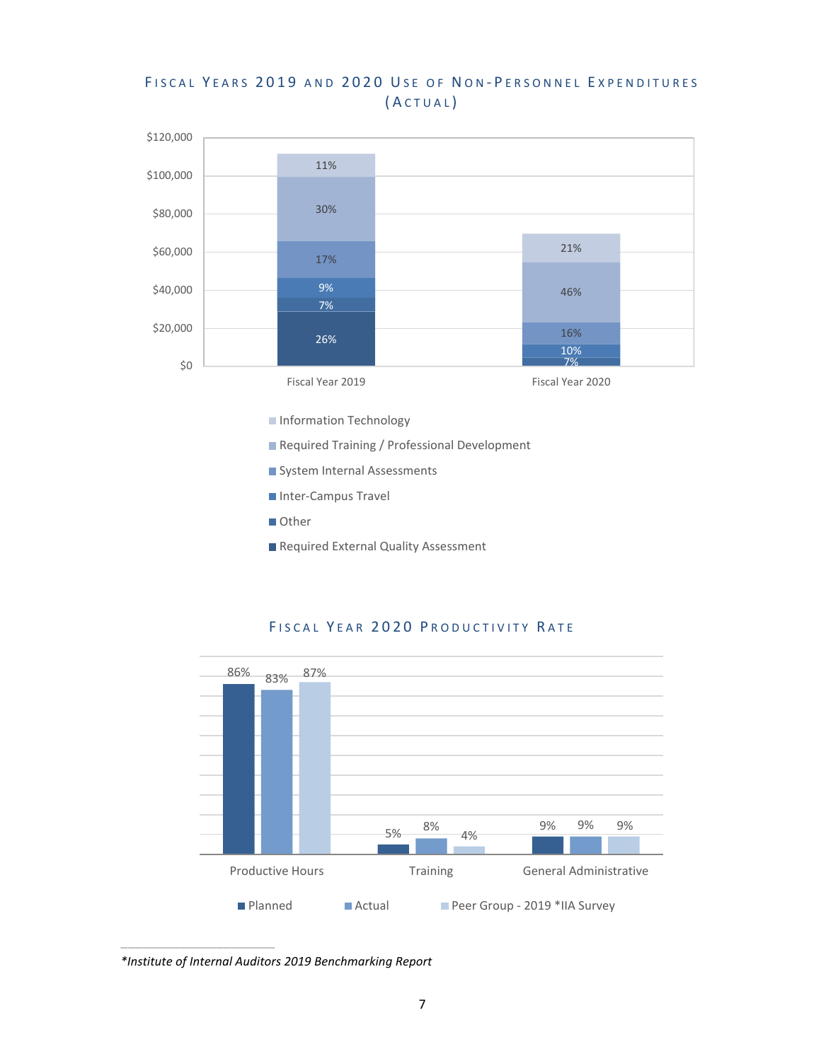## Fiscal Years 2019 and 2020 Use of Non-Personnel Expenditures (Actual)

| Category | Fiscal Year 2019 | Fiscal Year 2020 |
|---|---|---|
| Information Technology | 11% | 21% |
| Required Training / Professional Development | 30% | 46% |
| System Internal Assessments | 17% | 16% |
| Inter-Campus Travel | 9% | 10% |
| Other | 7% | 7% |
| Required External Quality Assessment | 26% | |

## Fiscal Year 2020 Productivity Rate

| | Planned | Actual | Peer Group - 2019 *IIA Survey |
|---|---|---|---|
| Productive Hours | 86% | 83% | 87% |
| Training | 5% | 8% | 4% |
| General Administrative | 9% | 9% | 9% |

*Institute of Internal Auditors 2019 Benchmarking Report*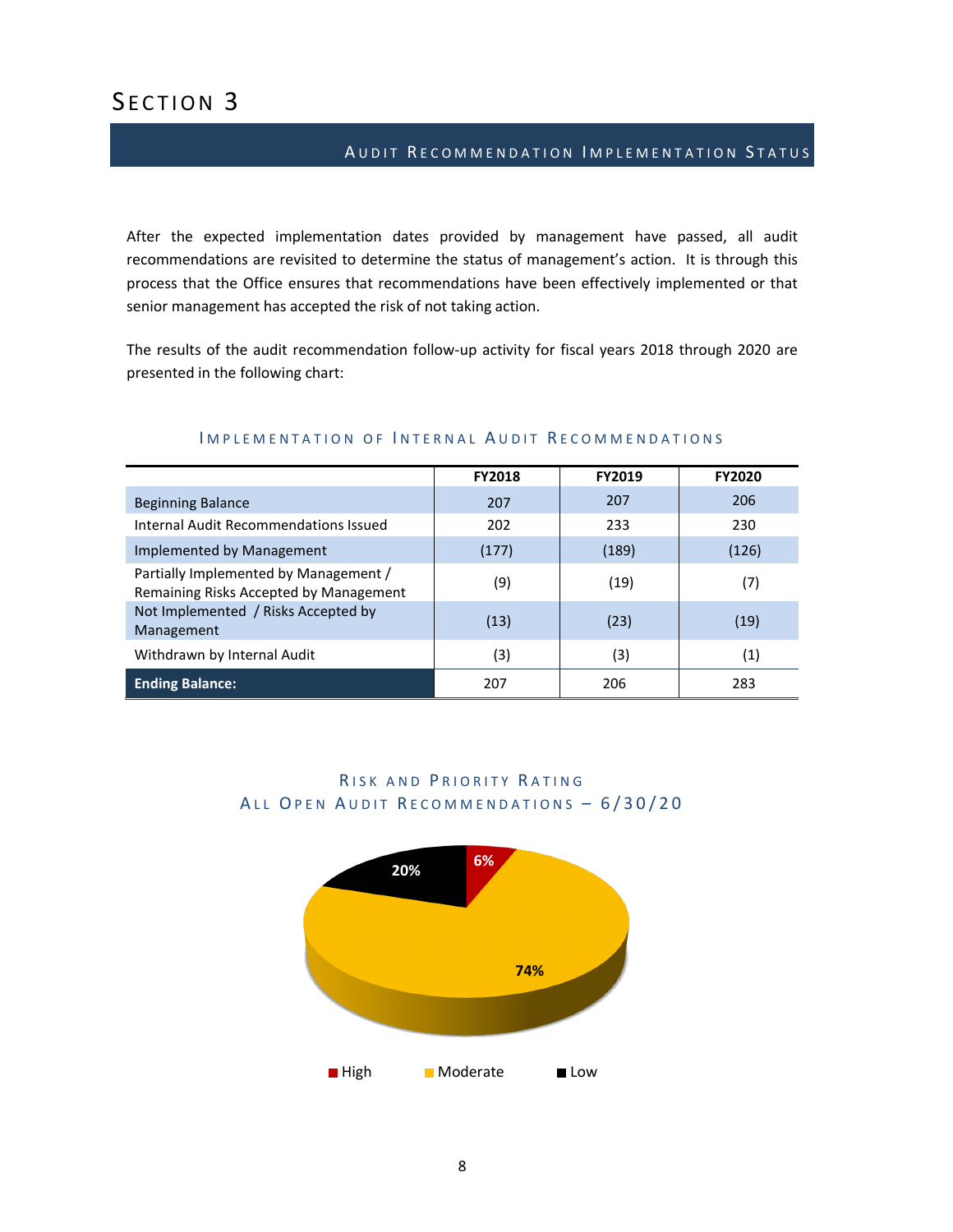# Section 3

## Audit Recommendation Implementation Status

After the expected implementation dates provided by management have passed, all audit recommendations are revisited to determine the status of management's action. It is through this process that the Office ensures that recommendations have been effectively implemented or that senior management has accepted the risk of not taking action.

The results of the audit recommendation follow-up activity for fiscal years 2018 through 2020 are presented in the following chart:

### Implementation of Internal Audit Recommendations

| | FY2018 | FY2019 | FY2020 |
|---|---|---|---|
| Beginning Balance | 207 | 207 | 206 |
| Internal Audit Recommendations Issued | 202 | 233 | 230 |
| Implemented by Management | (177) | (189) | (126) |
| Partially Implemented by Management / Remaining Risks Accepted by Management | (9) | (19) | (7) |
| Not Implemented / Risks Accepted by Management | (13) | (23) | (19) |
| Withdrawn by Internal Audit | (3) | (3) | (1) |
| **Ending Balance:** | 207 | 206 | 283 |

### Risk and Priority Rating
### All Open Audit Recommendations – 6/30/20

- High: 6%
- Moderate: 74%
- Low: 20%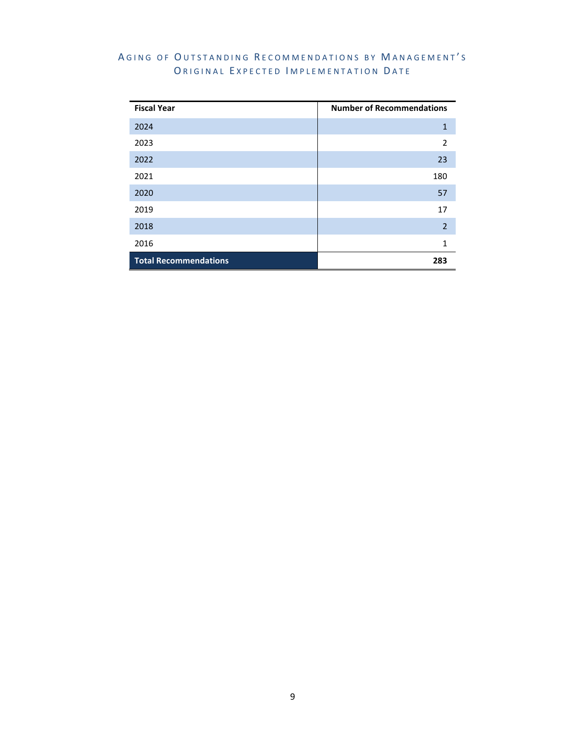## Aging of Outstanding Recommendations by Management's Original Expected Implementation Date

| Fiscal Year | Number of Recommendations |
|---|---|
| 2024 | 1 |
| 2023 | 2 |
| 2022 | 23 |
| 2021 | 180 |
| 2020 | 57 |
| 2019 | 17 |
| 2018 | 2 |
| 2016 | 1 |
| **Total Recommendations** | **283** |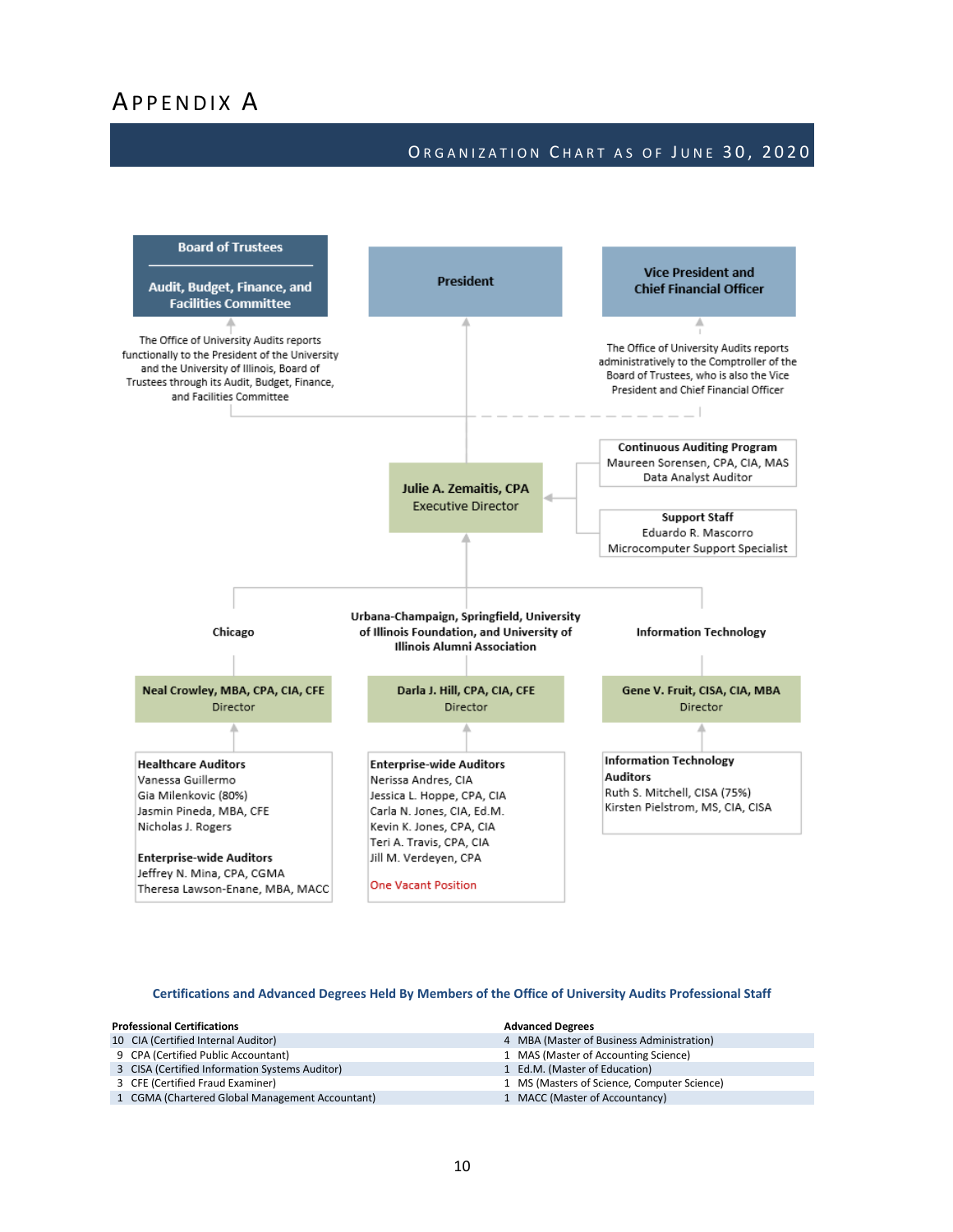# Appendix A

## Organization Chart as of June 30, 2020

**Board of Trustees**

**Audit, Budget, Finance, and Facilities Committee**

The Office of University Audits reports functionally to the President of the University and the University of Illinois, Board of Trustees through its Audit, Budget, Finance, and Facilities Committee

**President**

**Vice President and Chief Financial Officer**

The Office of University Audits reports administratively to the Comptroller of the Board of Trustees, who is also the Vice President and Chief Financial Officer

**Julie A. Zemaitis, CPA**
Executive Director

**Continuous Auditing Program**
Maureen Sorensen, CPA, CIA, MAS
Data Analyst Auditor

**Support Staff**
Eduardo R. Mascorro
Microcomputer Support Specialist

**Chicago**

**Neal Crowley, MBA, CPA, CIA, CFE**
Director

**Healthcare Auditors**
Vanessa Guillermo
Gia Milenkovic (80%)
Jasmin Pineda, MBA, CFE
Nicholas J. Rogers

**Enterprise-wide Auditors**
Jeffrey N. Mina, CPA, CGMA
Theresa Lawson-Enane, MBA, MACC

**Urbana-Champaign, Springfield, University of Illinois Foundation, and University of Illinois Alumni Association**

**Darla J. Hill, CPA, CIA, CFE**
Director

**Enterprise-wide Auditors**
Nerissa Andres, CIA
Jessica L. Hoppe, CPA, CIA
Carla N. Jones, CIA, Ed.M.
Kevin K. Jones, CPA, CIA
Teri A. Travis, CPA, CIA
Jill M. Verdeyen, CPA

One Vacant Position

**Information Technology**

**Gene V. Fruit, CISA, CIA, MBA**
Director

**Information Technology Auditors**
Ruth S. Mitchell, CISA (75%)
Kirsten Pielstrom, MS, CIA, CISA

### Certifications and Advanced Degrees Held By Members of the Office of University Audits Professional Staff

| Professional Certifications | Advanced Degrees |
|---|---|
| 10 CIA (Certified Internal Auditor) | 4 MBA (Master of Business Administration) |
| 9 CPA (Certified Public Accountant) | 1 MAS (Master of Accounting Science) |
| 3 CISA (Certified Information Systems Auditor) | 1 Ed.M. (Master of Education) |
| 3 CFE (Certified Fraud Examiner) | 1 MS (Masters of Science, Computer Science) |
| 1 CGMA (Chartered Global Management Accountant) | 1 MACC (Master of Accountancy) |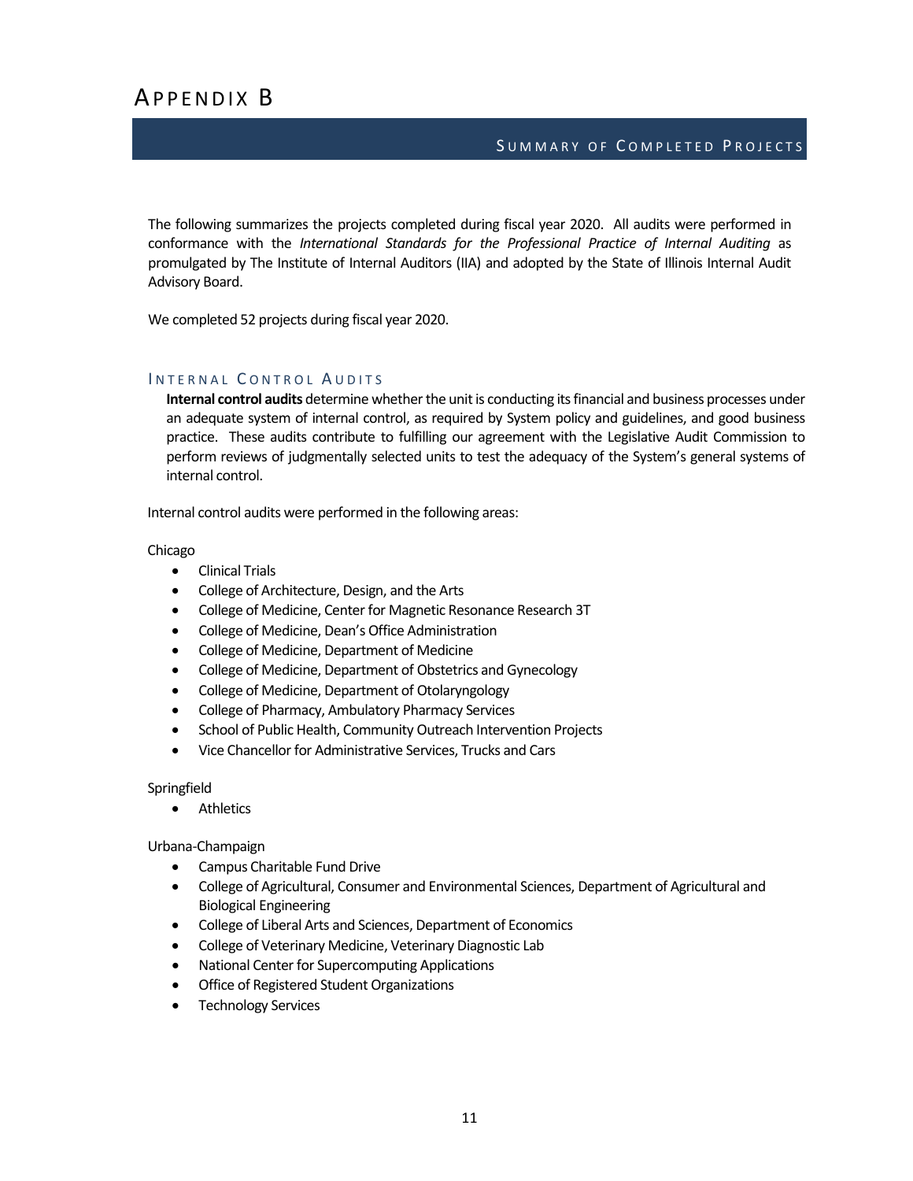# Appendix B

## Summary of Completed Projects

The following summarizes the projects completed during fiscal year 2020. All audits were performed in conformance with the *International Standards for the Professional Practice of Internal Auditing* as promulgated by The Institute of Internal Auditors (IIA) and adopted by the State of Illinois Internal Audit Advisory Board.

We completed 52 projects during fiscal year 2020.

### Internal Control Audits

**Internal control audits** determine whether the unit is conducting its financial and business processes under an adequate system of internal control, as required by System policy and guidelines, and good business practice. These audits contribute to fulfilling our agreement with the Legislative Audit Commission to perform reviews of judgmentally selected units to test the adequacy of the System's general systems of internal control.

Internal control audits were performed in the following areas:

Chicago

- Clinical Trials
- College of Architecture, Design, and the Arts
- College of Medicine, Center for Magnetic Resonance Research 3T
- College of Medicine, Dean's Office Administration
- College of Medicine, Department of Medicine
- College of Medicine, Department of Obstetrics and Gynecology
- College of Medicine, Department of Otolaryngology
- College of Pharmacy, Ambulatory Pharmacy Services
- School of Public Health, Community Outreach Intervention Projects
- Vice Chancellor for Administrative Services, Trucks and Cars

Springfield

- Athletics

Urbana-Champaign

- Campus Charitable Fund Drive
- College of Agricultural, Consumer and Environmental Sciences, Department of Agricultural and Biological Engineering
- College of Liberal Arts and Sciences, Department of Economics
- College of Veterinary Medicine, Veterinary Diagnostic Lab
- National Center for Supercomputing Applications
- Office of Registered Student Organizations
- Technology Services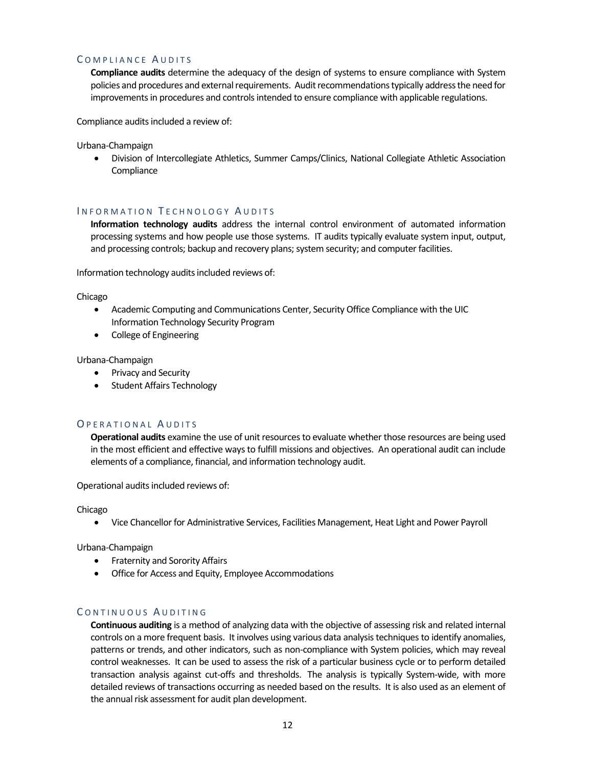## Compliance Audits

**Compliance audits** determine the adequacy of the design of systems to ensure compliance with System policies and procedures and external requirements. Audit recommendations typically address the need for improvements in procedures and controls intended to ensure compliance with applicable regulations.

Compliance audits included a review of:

Urbana-Champaign

- Division of Intercollegiate Athletics, Summer Camps/Clinics, National Collegiate Athletic Association Compliance

## Information Technology Audits

**Information technology audits** address the internal control environment of automated information processing systems and how people use those systems. IT audits typically evaluate system input, output, and processing controls; backup and recovery plans; system security; and computer facilities.

Information technology audits included reviews of:

Chicago

- Academic Computing and Communications Center, Security Office Compliance with the UIC Information Technology Security Program
- College of Engineering

Urbana-Champaign

- Privacy and Security
- Student Affairs Technology

## Operational Audits

**Operational audits** examine the use of unit resources to evaluate whether those resources are being used in the most efficient and effective ways to fulfill missions and objectives. An operational audit can include elements of a compliance, financial, and information technology audit.

Operational audits included reviews of:

Chicago

- Vice Chancellor for Administrative Services, Facilities Management, Heat Light and Power Payroll

Urbana-Champaign

- Fraternity and Sorority Affairs
- Office for Access and Equity, Employee Accommodations

## Continuous Auditing

**Continuous auditing** is a method of analyzing data with the objective of assessing risk and related internal controls on a more frequent basis. It involves using various data analysis techniques to identify anomalies, patterns or trends, and other indicators, such as non-compliance with System policies, which may reveal control weaknesses. It can be used to assess the risk of a particular business cycle or to perform detailed transaction analysis against cut-offs and thresholds. The analysis is typically System-wide, with more detailed reviews of transactions occurring as needed based on the results. It is also used as an element of the annual risk assessment for audit plan development.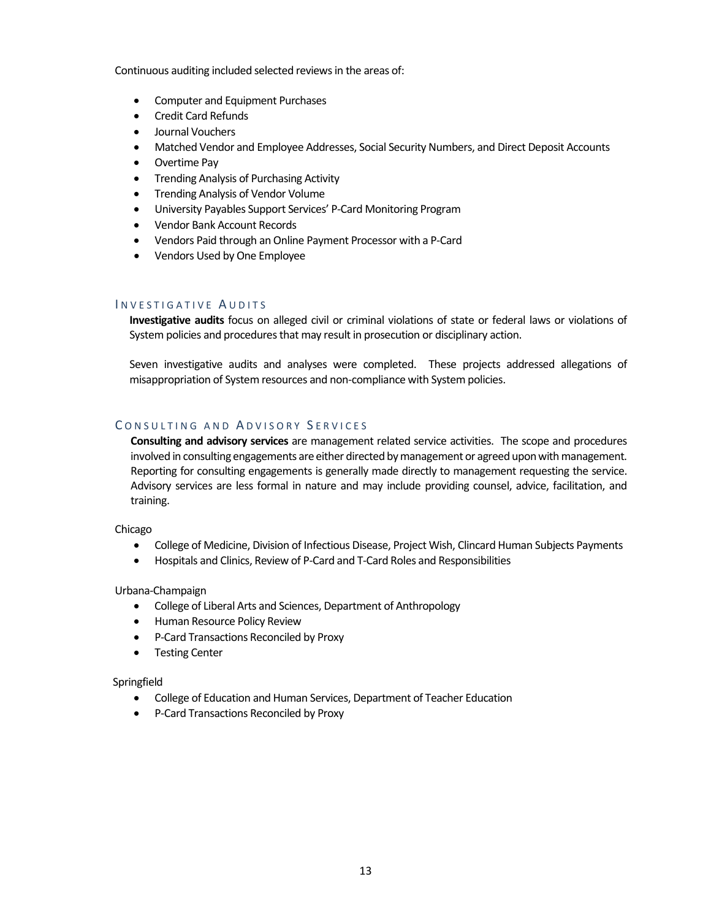Continuous auditing included selected reviews in the areas of:

- Computer and Equipment Purchases
- Credit Card Refunds
- Journal Vouchers
- Matched Vendor and Employee Addresses, Social Security Numbers, and Direct Deposit Accounts
- Overtime Pay
- Trending Analysis of Purchasing Activity
- Trending Analysis of Vendor Volume
- University Payables Support Services' P-Card Monitoring Program
- Vendor Bank Account Records
- Vendors Paid through an Online Payment Processor with a P-Card
- Vendors Used by One Employee

## Investigative Audits

**Investigative audits** focus on alleged civil or criminal violations of state or federal laws or violations of System policies and procedures that may result in prosecution or disciplinary action.

Seven investigative audits and analyses were completed. These projects addressed allegations of misappropriation of System resources and non-compliance with System policies.

## Consulting and Advisory Services

**Consulting and advisory services** are management related service activities. The scope and procedures involved in consulting engagements are either directed by management or agreed upon with management. Reporting for consulting engagements is generally made directly to management requesting the service. Advisory services are less formal in nature and may include providing counsel, advice, facilitation, and training.

Chicago

- College of Medicine, Division of Infectious Disease, Project Wish, Clincard Human Subjects Payments
- Hospitals and Clinics, Review of P-Card and T-Card Roles and Responsibilities

Urbana-Champaign

- College of Liberal Arts and Sciences, Department of Anthropology
- Human Resource Policy Review
- P-Card Transactions Reconciled by Proxy
- Testing Center

Springfield

- College of Education and Human Services, Department of Teacher Education
- P-Card Transactions Reconciled by Proxy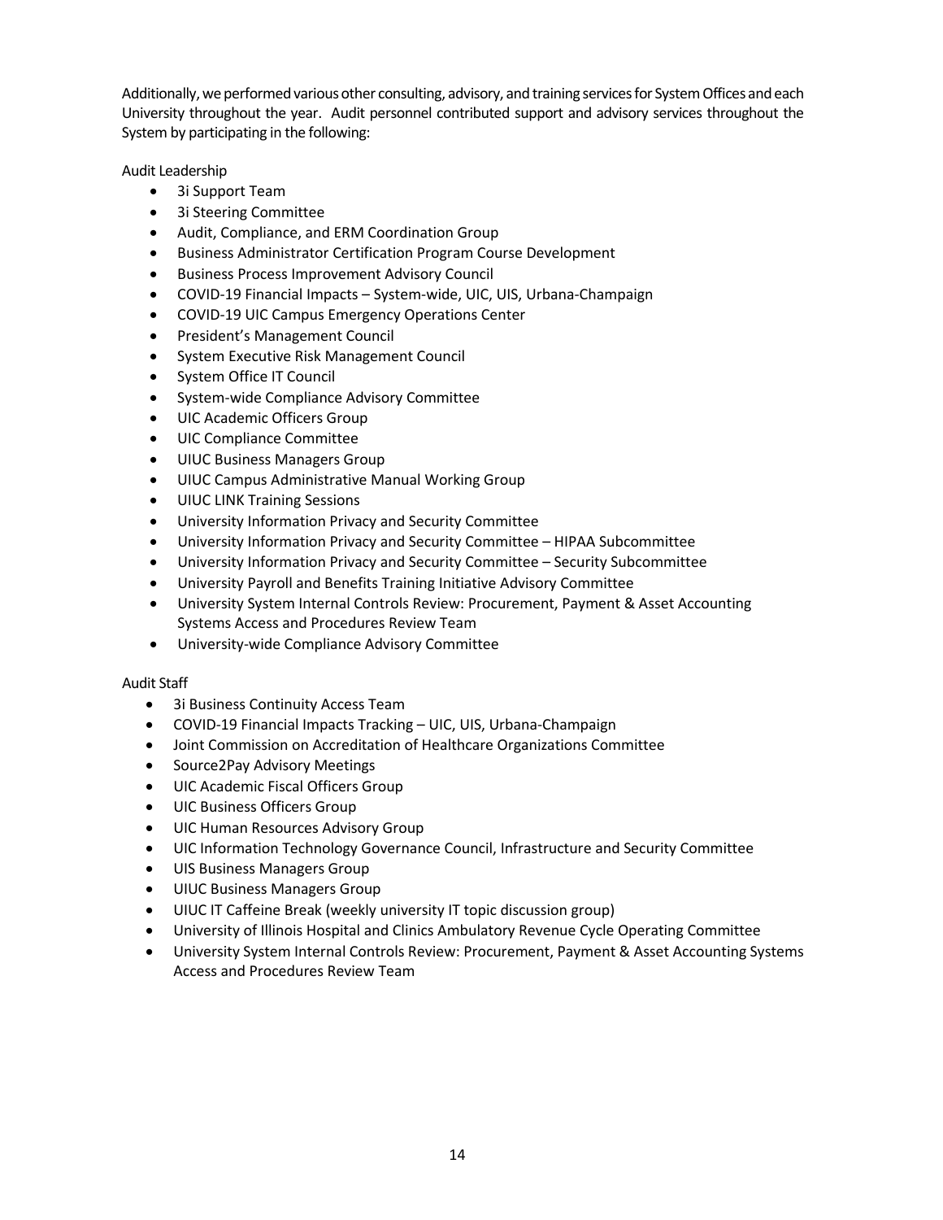Additionally, we performed various other consulting, advisory, and training services for System Offices and each University throughout the year. Audit personnel contributed support and advisory services throughout the System by participating in the following:

Audit Leadership

- 3i Support Team
- 3i Steering Committee
- Audit, Compliance, and ERM Coordination Group
- Business Administrator Certification Program Course Development
- Business Process Improvement Advisory Council
- COVID-19 Financial Impacts – System-wide, UIC, UIS, Urbana-Champaign
- COVID-19 UIC Campus Emergency Operations Center
- President's Management Council
- System Executive Risk Management Council
- System Office IT Council
- System-wide Compliance Advisory Committee
- UIC Academic Officers Group
- UIC Compliance Committee
- UIUC Business Managers Group
- UIUC Campus Administrative Manual Working Group
- UIUC LINK Training Sessions
- University Information Privacy and Security Committee
- University Information Privacy and Security Committee – HIPAA Subcommittee
- University Information Privacy and Security Committee – Security Subcommittee
- University Payroll and Benefits Training Initiative Advisory Committee
- University System Internal Controls Review: Procurement, Payment & Asset Accounting Systems Access and Procedures Review Team
- University-wide Compliance Advisory Committee

Audit Staff

- 3i Business Continuity Access Team
- COVID-19 Financial Impacts Tracking – UIC, UIS, Urbana-Champaign
- Joint Commission on Accreditation of Healthcare Organizations Committee
- Source2Pay Advisory Meetings
- UIC Academic Fiscal Officers Group
- UIC Business Officers Group
- UIC Human Resources Advisory Group
- UIC Information Technology Governance Council, Infrastructure and Security Committee
- UIS Business Managers Group
- UIUC Business Managers Group
- UIUC IT Caffeine Break (weekly university IT topic discussion group)
- University of Illinois Hospital and Clinics Ambulatory Revenue Cycle Operating Committee
- University System Internal Controls Review: Procurement, Payment & Asset Accounting Systems Access and Procedures Review Team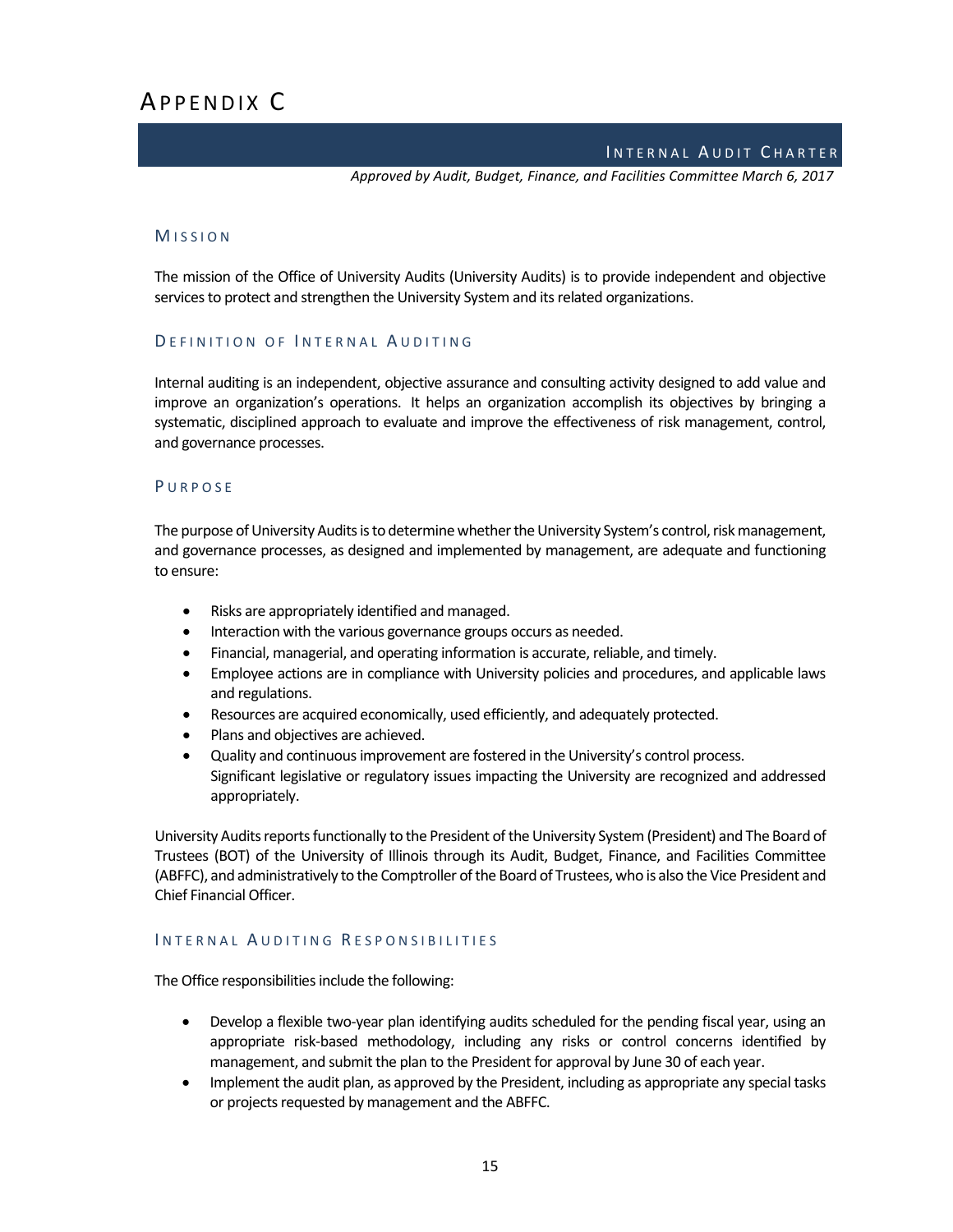# Appendix C

## Internal Audit Charter

*Approved by Audit, Budget, Finance, and Facilities Committee March 6, 2017*

### Mission

The mission of the Office of University Audits (University Audits) is to provide independent and objective services to protect and strengthen the University System and its related organizations.

### Definition of Internal Auditing

Internal auditing is an independent, objective assurance and consulting activity designed to add value and improve an organization's operations. It helps an organization accomplish its objectives by bringing a systematic, disciplined approach to evaluate and improve the effectiveness of risk management, control, and governance processes.

### Purpose

The purpose of University Audits is to determine whether the University System's control, risk management, and governance processes, as designed and implemented by management, are adequate and functioning to ensure:

- Risks are appropriately identified and managed.
- Interaction with the various governance groups occurs as needed.
- Financial, managerial, and operating information is accurate, reliable, and timely.
- Employee actions are in compliance with University policies and procedures, and applicable laws and regulations.
- Resources are acquired economically, used efficiently, and adequately protected.
- Plans and objectives are achieved.
- Quality and continuous improvement are fostered in the University's control process. Significant legislative or regulatory issues impacting the University are recognized and addressed appropriately.

University Audits reports functionally to the President of the University System (President) and The Board of Trustees (BOT) of the University of Illinois through its Audit, Budget, Finance, and Facilities Committee (ABFFC), and administratively to the Comptroller of the Board of Trustees, who is also the Vice President and Chief Financial Officer.

### Internal Auditing Responsibilities

The Office responsibilities include the following:

- Develop a flexible two-year plan identifying audits scheduled for the pending fiscal year, using an appropriate risk-based methodology, including any risks or control concerns identified by management, and submit the plan to the President for approval by June 30 of each year.
- Implement the audit plan, as approved by the President, including as appropriate any special tasks or projects requested by management and the ABFFC.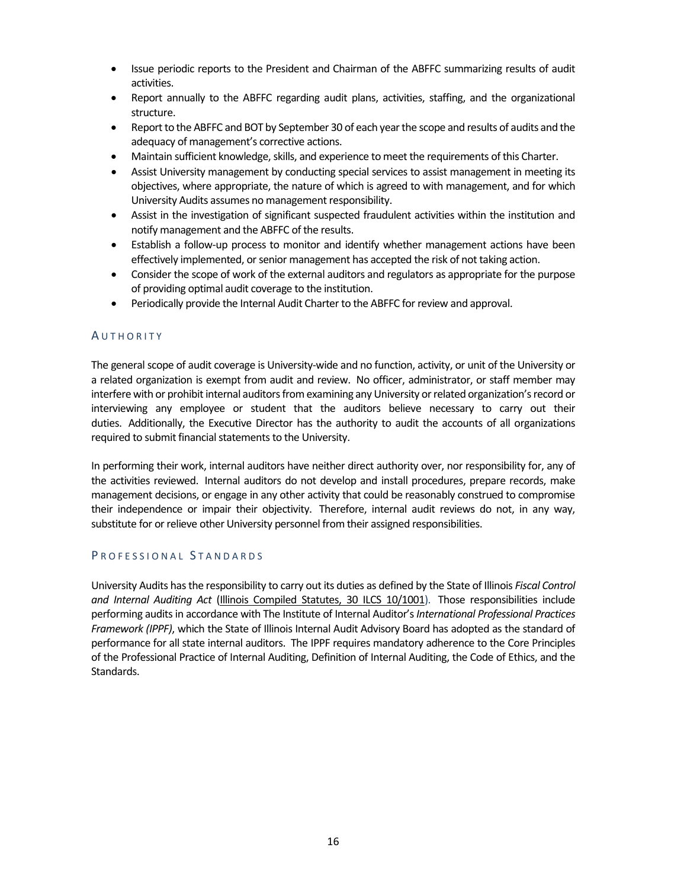- Issue periodic reports to the President and Chairman of the ABFFC summarizing results of audit activities.
- Report annually to the ABFFC regarding audit plans, activities, staffing, and the organizational structure.
- Report to the ABFFC and BOT by September 30 of each year the scope and results of audits and the adequacy of management's corrective actions.
- Maintain sufficient knowledge, skills, and experience to meet the requirements of this Charter.
- Assist University management by conducting special services to assist management in meeting its objectives, where appropriate, the nature of which is agreed to with management, and for which University Audits assumes no management responsibility.
- Assist in the investigation of significant suspected fraudulent activities within the institution and notify management and the ABFFC of the results.
- Establish a follow-up process to monitor and identify whether management actions have been effectively implemented, or senior management has accepted the risk of not taking action.
- Consider the scope of work of the external auditors and regulators as appropriate for the purpose of providing optimal audit coverage to the institution.
- Periodically provide the Internal Audit Charter to the ABFFC for review and approval.

## Authority

The general scope of audit coverage is University-wide and no function, activity, or unit of the University or a related organization is exempt from audit and review. No officer, administrator, or staff member may interfere with or prohibit internal auditors from examining any University or related organization's record or interviewing any employee or student that the auditors believe necessary to carry out their duties. Additionally, the Executive Director has the authority to audit the accounts of all organizations required to submit financial statements to the University.

In performing their work, internal auditors have neither direct authority over, nor responsibility for, any of the activities reviewed. Internal auditors do not develop and install procedures, prepare records, make management decisions, or engage in any other activity that could be reasonably construed to compromise their independence or impair their objectivity. Therefore, internal audit reviews do not, in any way, substitute for or relieve other University personnel from their assigned responsibilities.

## Professional Standards

University Audits has the responsibility to carry out its duties as defined by the State of Illinois *Fiscal Control and Internal Auditing Act* (Illinois Compiled Statutes, 30 ILCS 10/1001). Those responsibilities include performing audits in accordance with The Institute of Internal Auditor's *International Professional Practices Framework (IPPF)*, which the State of Illinois Internal Audit Advisory Board has adopted as the standard of performance for all state internal auditors. The IPPF requires mandatory adherence to the Core Principles of the Professional Practice of Internal Auditing, Definition of Internal Auditing, the Code of Ethics, and the Standards.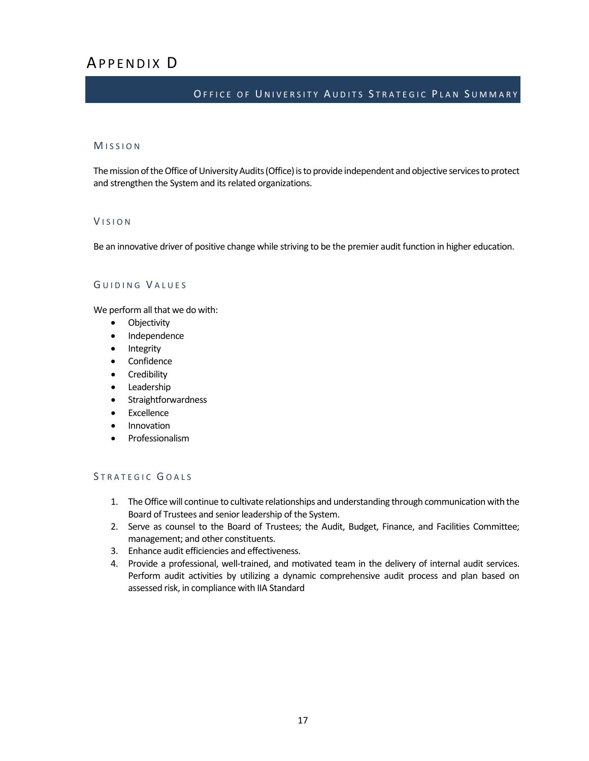# Appendix D

## Office of University Audits Strategic Plan Summary

### Mission

The mission of the Office of University Audits (Office) is to provide independent and objective services to protect and strengthen the System and its related organizations.

### Vision

Be an innovative driver of positive change while striving to be the premier audit function in higher education.

### Guiding Values

We perform all that we do with:

- Objectivity
- Independence
- Integrity
- Confidence
- Credibility
- Leadership
- Straightforwardness
- Excellence
- Innovation
- Professionalism

### Strategic Goals

1. The Office will continue to cultivate relationships and understanding through communication with the Board of Trustees and senior leadership of the System.
2. Serve as counsel to the Board of Trustees; the Audit, Budget, Finance, and Facilities Committee; management; and other constituents.
3. Enhance audit efficiencies and effectiveness.
4. Provide a professional, well-trained, and motivated team in the delivery of internal audit services. Perform audit activities by utilizing a dynamic comprehensive audit process and plan based on assessed risk, in compliance with IIA Standard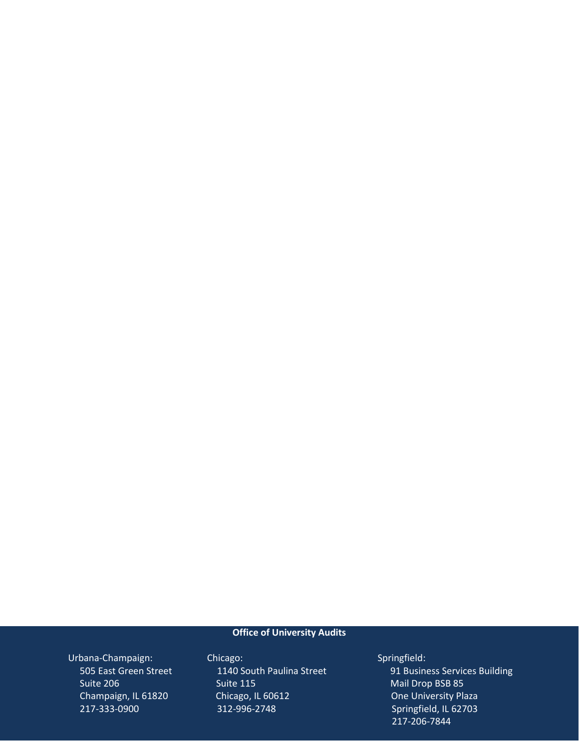**Office of University Audits**

Urbana-Champaign:
505 East Green Street
Suite 206
Champaign, IL 61820
217-333-0900

Chicago:
1140 South Paulina Street
Suite 115
Chicago, IL 60612
312-996-2748

Springfield:
91 Business Services Building
Mail Drop BSB 85
One University Plaza
Springfield, IL 62703
217-206-7844